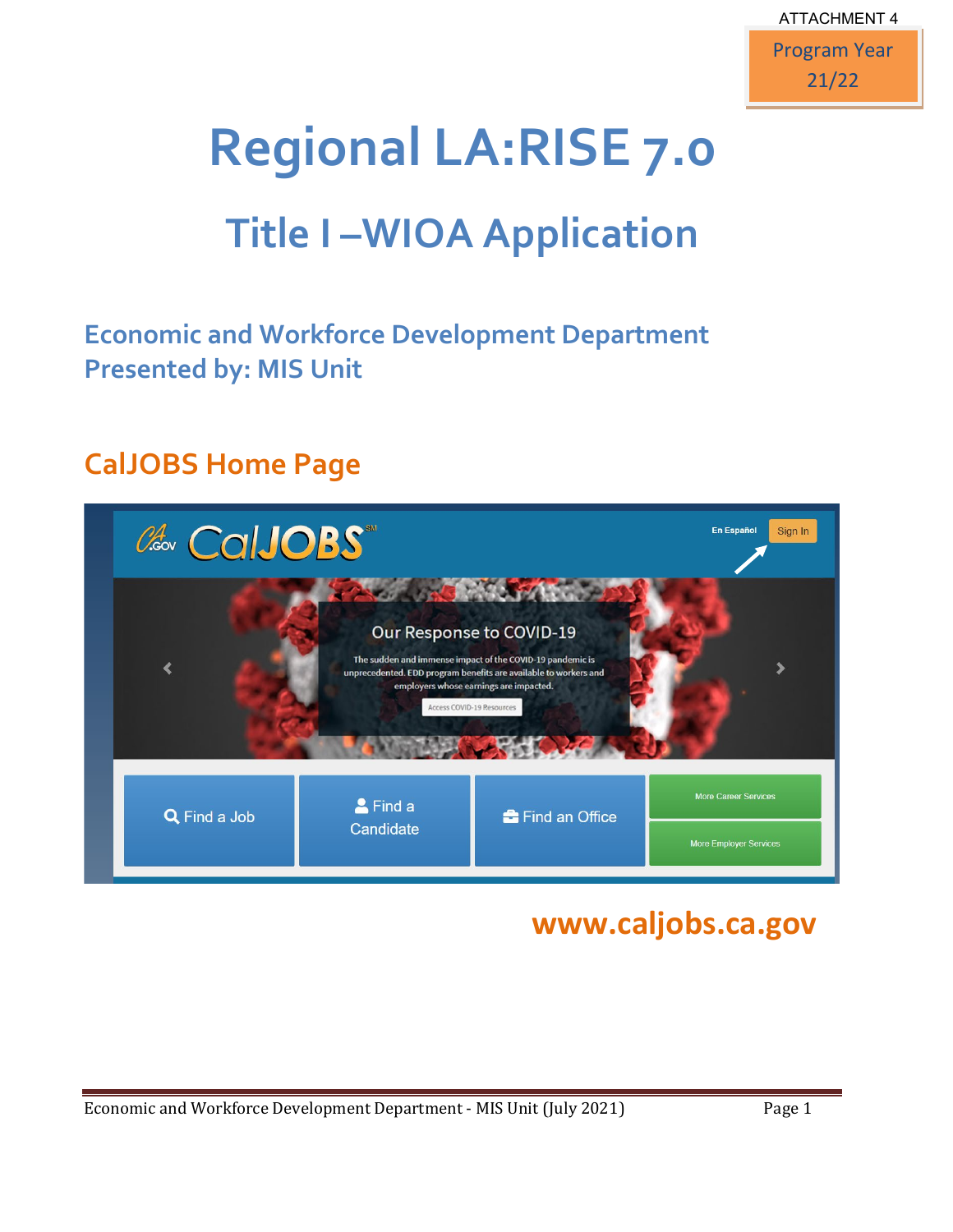ATTACHMENT 4

Program Year 21/22

# Regional LA:RISE 7.0

## Title I –WIOA Application

### Economic and Workforce Development Department
### Presented by: MIS Unit

## CalJOBS Home Page

www.caljobs.ca.gov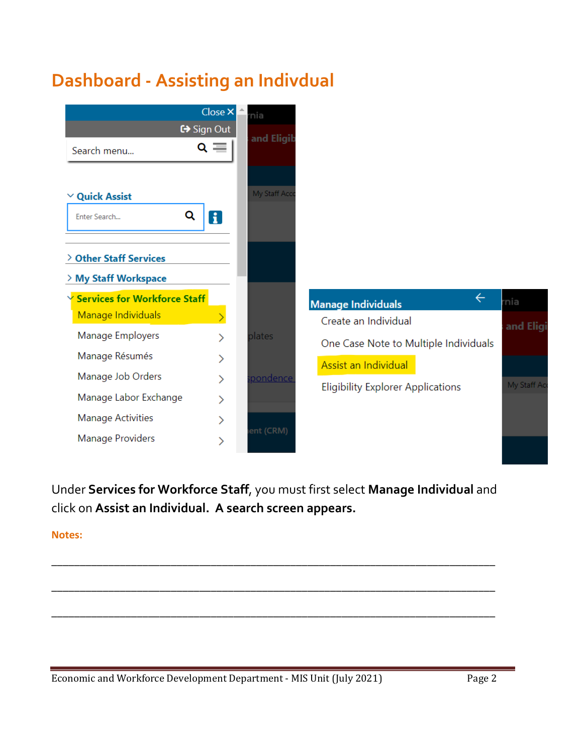# Dashboard - Assisting an Indivdual

Under **Services for Workforce Staff**, you must first select **Manage Individual** and click on **Assist an Individual. A search screen appears.**

**Notes:**

______________________________________________________________________________

______________________________________________________________________________

______________________________________________________________________________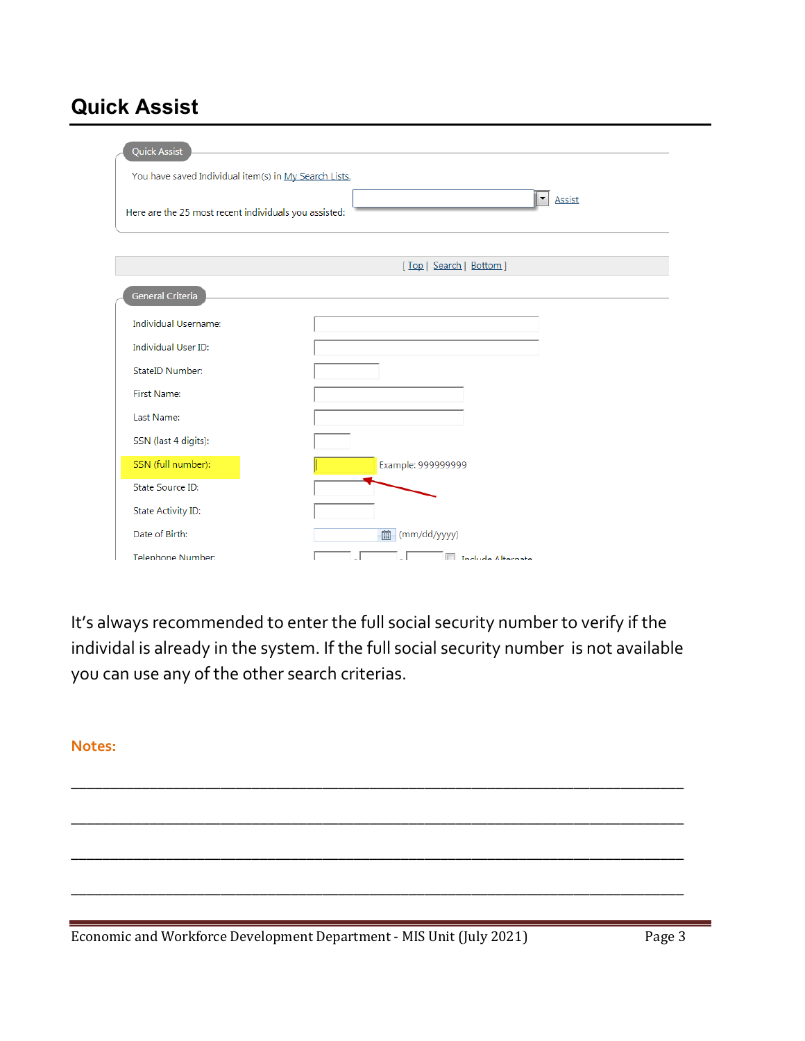# Quick Assist

Quick Assist

You have saved Individual item(s) in My Search Lists.

Here are the 25 most recent individuals you assisted: Assist

[ Top | Search | Bottom ]

General Criteria

Individual Username:

Individual User ID:

StateID Number:

First Name:

Last Name:

SSN (last 4 digits):

SSN (full number): Example: 999999999

State Source ID:

State Activity ID:

Date of Birth: (mm/dd/yyyy)

Telephone Number: Include Alternate

It's always recommended to enter the full social security number to verify if the individual is already in the system. If the full social security number is not available you can use any of the other search criterias.

**Notes:**

\_\_\_\_\_\_\_\_\_\_\_\_\_\_\_\_\_\_\_\_\_\_\_\_\_\_\_\_\_\_\_\_\_\_\_\_\_\_\_\_\_\_\_\_\_\_\_\_\_\_\_\_\_\_\_\_\_\_\_\_

\_\_\_\_\_\_\_\_\_\_\_\_\_\_\_\_\_\_\_\_\_\_\_\_\_\_\_\_\_\_\_\_\_\_\_\_\_\_\_\_\_\_\_\_\_\_\_\_\_\_\_\_\_\_\_\_\_\_\_\_

\_\_\_\_\_\_\_\_\_\_\_\_\_\_\_\_\_\_\_\_\_\_\_\_\_\_\_\_\_\_\_\_\_\_\_\_\_\_\_\_\_\_\_\_\_\_\_\_\_\_\_\_\_\_\_\_\_\_\_\_

\_\_\_\_\_\_\_\_\_\_\_\_\_\_\_\_\_\_\_\_\_\_\_\_\_\_\_\_\_\_\_\_\_\_\_\_\_\_\_\_\_\_\_\_\_\_\_\_\_\_\_\_\_\_\_\_\_\_\_\_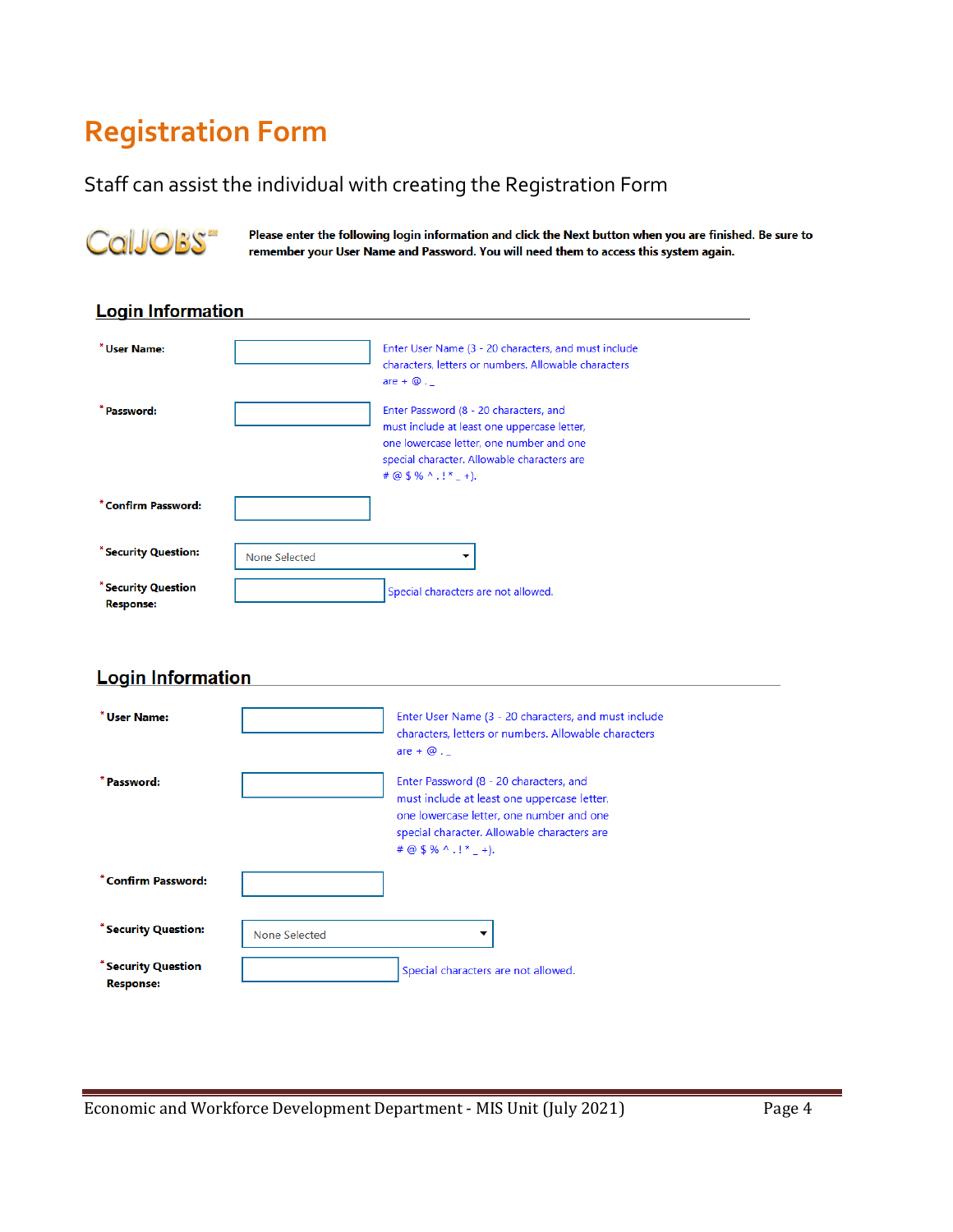# Registration Form

Staff can assist the individual with creating the Registration Form

CalJOBS

**Please enter the following login information and click the Next button when you are finished. Be sure to remember your User Name and Password. You will need them to access this system again.**

## Login Information

**\* User Name:** Enter User Name (3 - 20 characters, and must include characters, letters or numbers. Allowable characters are + @ . _

**\* Password:** Enter Password (8 - 20 characters, and must include at least one uppercase letter, one lowercase letter, one number and one special character. Allowable characters are # @ $ % ^ . ! * _ +).

**\* Confirm Password:**

**\* Security Question:** None Selected

**\* Security Question Response:** Special characters are not allowed.

## Login Information

**\* User Name:** Enter User Name (3 - 20 characters, and must include characters, letters or numbers. Allowable characters are + @ . _

**\* Password:** Enter Password (8 - 20 characters, and must include at least one uppercase letter, one lowercase letter, one number and one special character. Allowable characters are # @ $ % ^ . ! * _ +).

**\* Confirm Password:**

**\* Security Question:** None Selected

**\* Security Question Response:** Special characters are not allowed.

Economic and Workforce Development Department - MIS Unit (July 2021)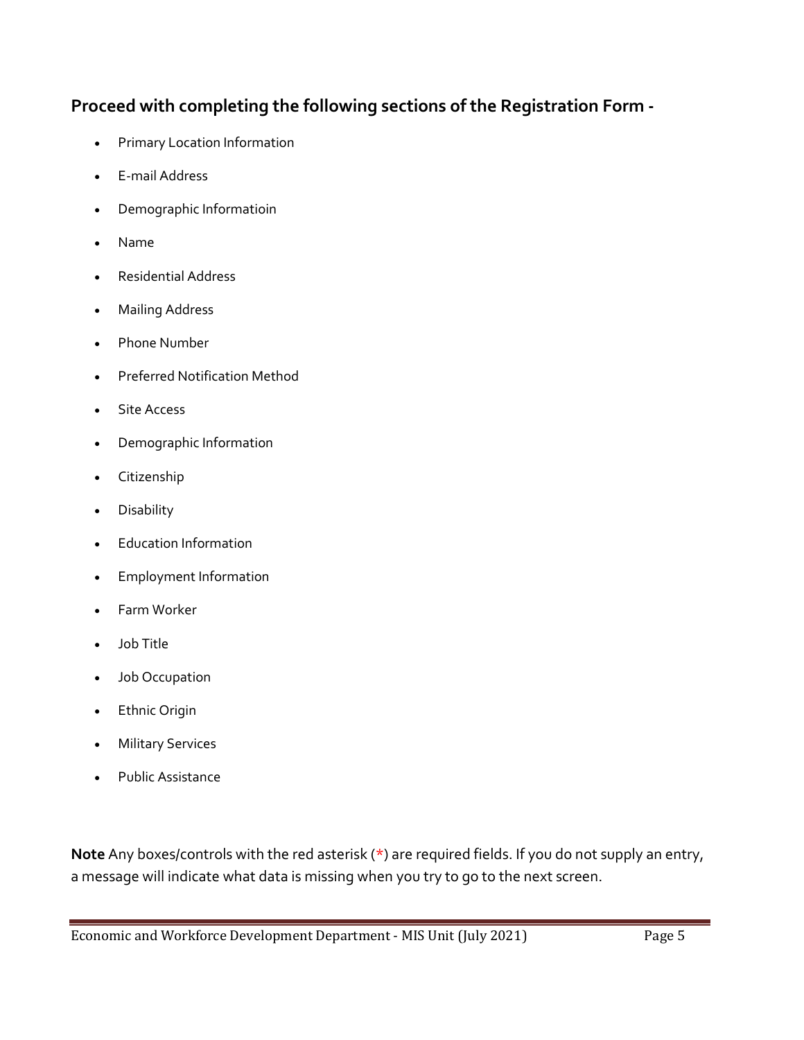## Proceed with completing the following sections of the Registration Form -

- Primary Location Information
- E-mail Address
- Demographic Informatioin
- Name
- Residential Address
- Mailing Address
- Phone Number
- Preferred Notification Method
- Site Access
- Demographic Information
- Citizenship
- Disability
- Education Information
- Employment Information
- Farm Worker
- Job Title
- Job Occupation
- Ethnic Origin
- Military Services
- Public Assistance

**Note** Any boxes/controls with the red asterisk (*) are required fields. If you do not supply an entry, a message will indicate what data is missing when you try to go to the next screen.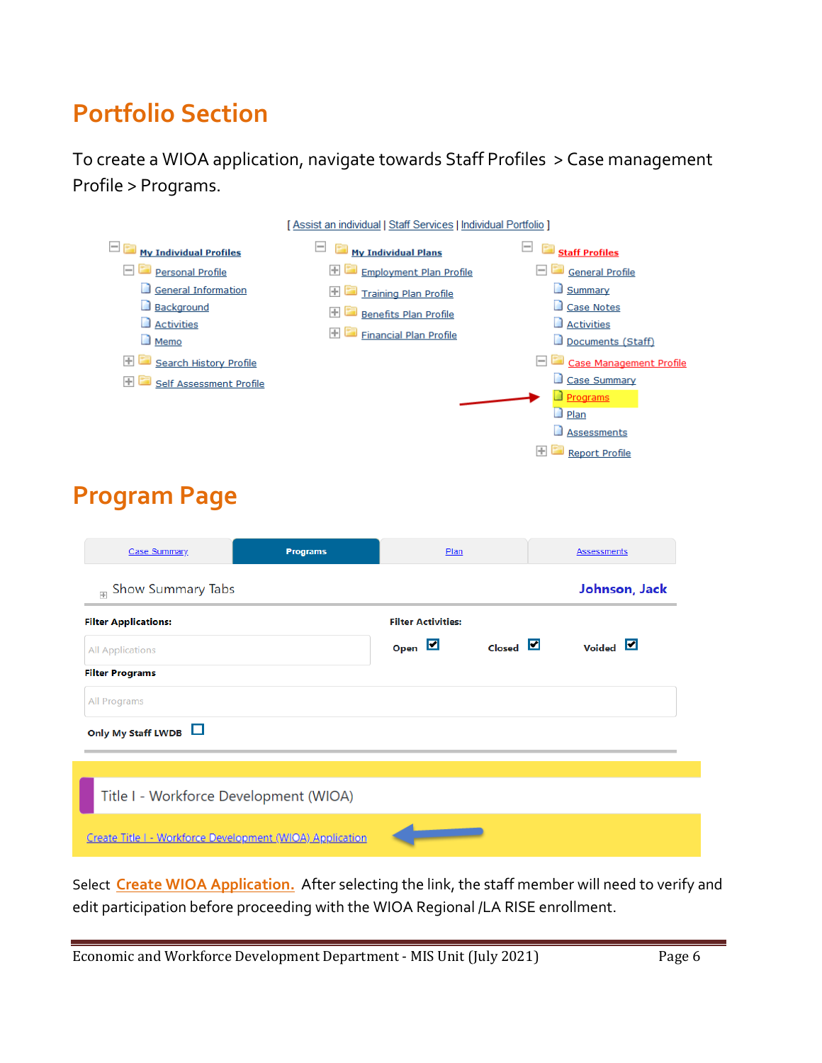# Portfolio Section

To create a WIOA application, navigate towards Staff Profiles > Case management Profile > Programs.

[ Assist an individual | Staff Services | Individual Portfolio ]

- My Individual Profiles
  - Personal Profile
    - General Information
    - Background
    - Activities
    - Memo
  - Search History Profile
  - Self Assessment Profile
- My Individual Plans
  - Employment Plan Profile
  - Training Plan Profile
  - Benefits Plan Profile
  - Financial Plan Profile
- Staff Profiles
  - General Profile
    - Summary
    - Case Notes
    - Activities
    - Documents (Staff)
  - Case Management Profile
    - Case Summary
    - Programs
    - Plan
    - Assessments
  - Report Profile

# Program Page

| Case Summary | Programs | Plan | Assessments |
|---|---|---|---|

Show Summary Tabs — Johnson, Jack

**Filter Applications:** All Applications

**Filter Activities:** Open ☑ Closed ☑ Voided ☑

**Filter Programs** All Programs

**Only My Staff LWDB** ☐

Title I - Workforce Development (WIOA)

Create Title I - Workforce Development (WIOA) Application

Select **Create WIOA Application.** After selecting the link, the staff member will need to verify and edit participation before proceeding with the WIOA Regional /LA RISE enrollment.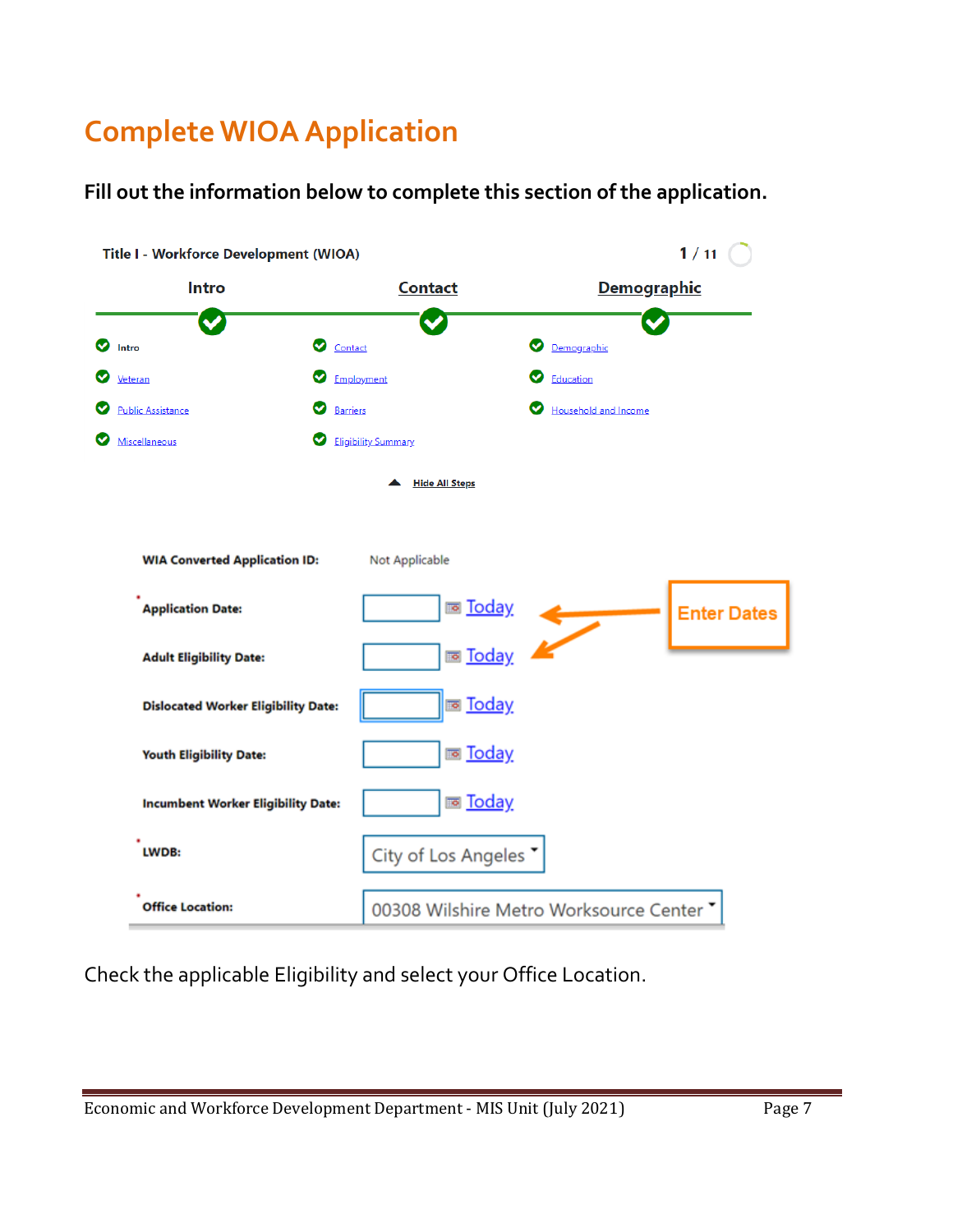# Complete WIOA Application

**Fill out the information below to complete this section of the application.**

Title I - Workforce Development (WIOA) 1 / 11

| Intro | Contact | Demographic |
|---|---|---|
| Intro | Contact | Demographic |
| Veteran | Employment | Education |
| Public Assistance | Barriers | Household and Income |
| Miscellaneous | Eligibility Summary | |

Hide All Steps

| | |
|---|---|
| **WIA Converted Application ID:** | Not Applicable |
| ***Application Date:** | Today |
| **Adult Eligibility Date:** | Today |
| **Dislocated Worker Eligibility Date:** | Today |
| **Youth Eligibility Date:** | Today |
| **Incumbent Worker Eligibility Date:** | Today |
| ***LWDB:** | City of Los Angeles |
| ***Office Location:** | 00308 Wilshire Metro Worksource Center |

Enter Dates

Check the applicable Eligibility and select your Office Location.

Economic and Workforce Development Department - MIS Unit (July 2021)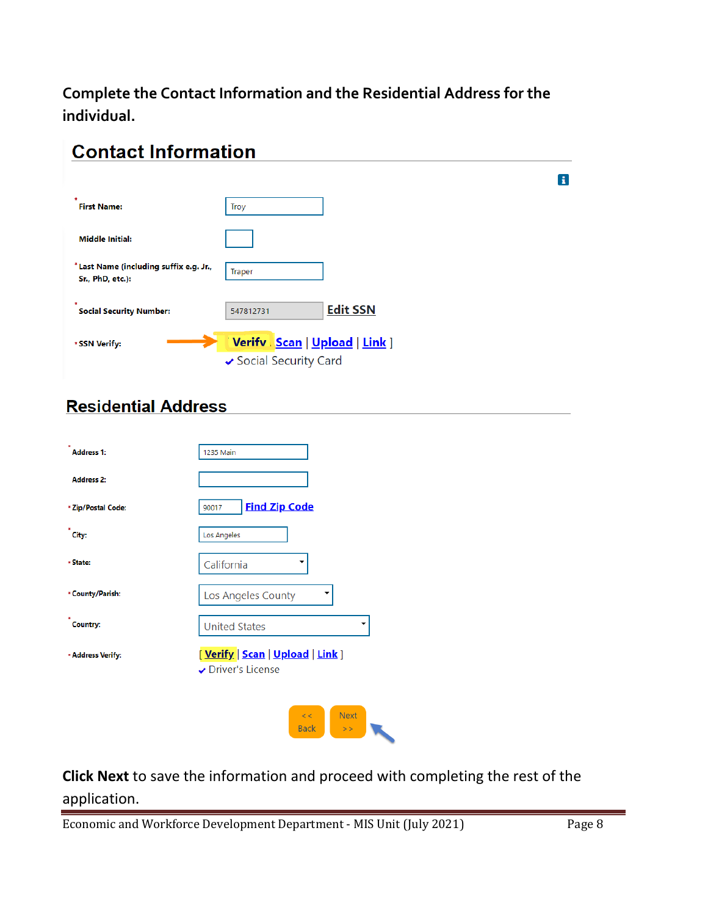Complete the Contact Information and the Residential Address for the individual.

## Contact Information

* First Name: Troy

Middle Initial:

* Last Name (including suffix e.g. Jr., Sr., PhD, etc.): Traper

* Social Security Number: 547812731 Edit SSN

* SSN Verify: [ Verify | Scan | Upload | Link ]
✔ Social Security Card

## Residential Address

* Address 1: 1235 Main

Address 2:

* Zip/Postal Code: 90017 Find Zip Code

* City: Los Angeles

* State: California

* County/Parish: Los Angeles County

* Country: United States

* Address Verify: [ Verify | Scan | Upload | Link ]
✔ Driver's License

<< Back | Next >>

**Click Next** to save the information and proceed with completing the rest of the application.

Economic and Workforce Development Department - MIS Unit (July 2021)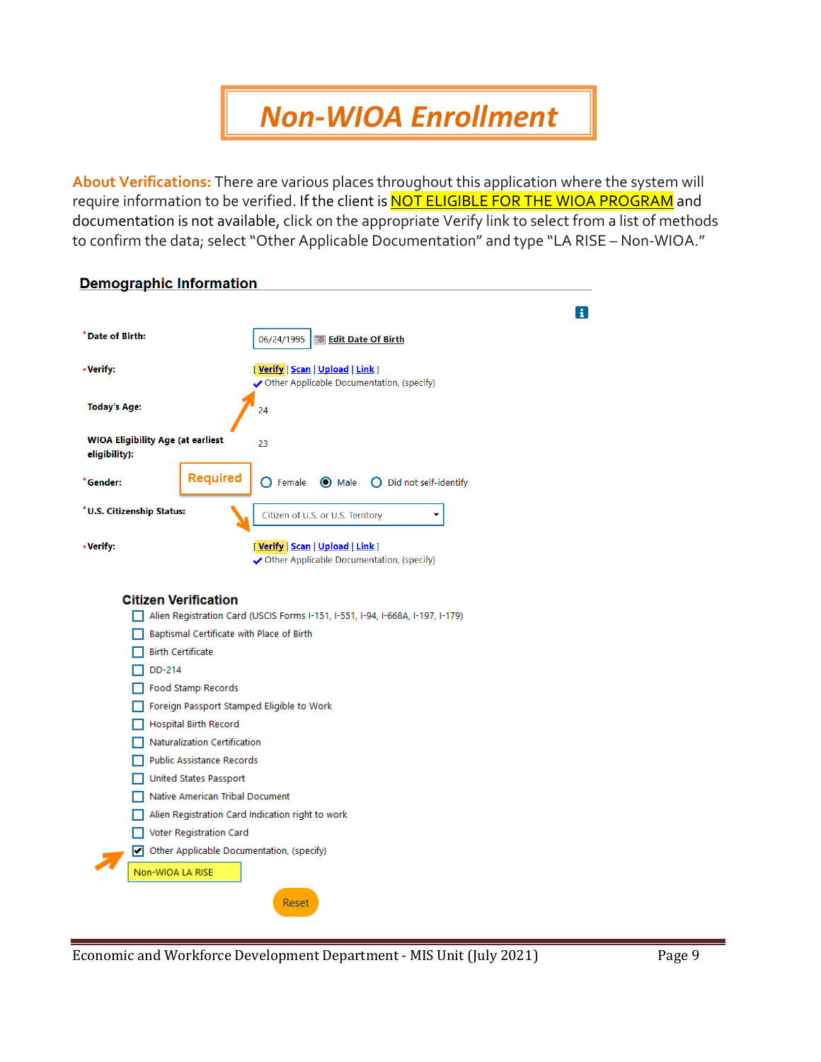# Non-WIOA Enrollment

**About Verifications:** There are various places throughout this application where the system will require information to be verified. If the client is NOT ELIGIBLE FOR THE WIOA PROGRAM and documentation is not available, click on the appropriate Verify link to select from a list of methods to confirm the data; select "Other Applicable Documentation" and type "LA RISE – Non-WIOA."

## Demographic Information

*Date of Birth: 06/24/1995 Edit Date Of Birth

*Verify: [ Verify | Scan | Upload | Link ]
✔ Other Applicable Documentation, (specify)

Today's Age: 24

WIOA Eligibility Age (at earliest eligibility): 23

*Gender: Required ○ Female ● Male ○ Did not self-identify

*U.S. Citizenship Status: Citizen of U.S. or U.S. Territory

*Verify: [ Verify | Scan | Upload | Link ]
✔ Other Applicable Documentation, (specify)

### Citizen Verification

- [ ] Alien Registration Card (USCIS Forms I-151, I-551, I-94, I-668A, I-197, I-179)
- [ ] Baptismal Certificate with Place of Birth
- [ ] Birth Certificate
- [ ] DD-214
- [ ] Food Stamp Records
- [ ] Foreign Passport Stamped Eligible to Work
- [ ] Hospital Birth Record
- [ ] Naturalization Certification
- [ ] Public Assistance Records
- [ ] United States Passport
- [ ] Native American Tribal Document
- [ ] Alien Registration Card Indication right to work
- [ ] Voter Registration Card
- [x] Other Applicable Documentation, (specify)

Non-WIOA LA RISE

Reset

Economic and Workforce Development Department - MIS Unit (July 2021)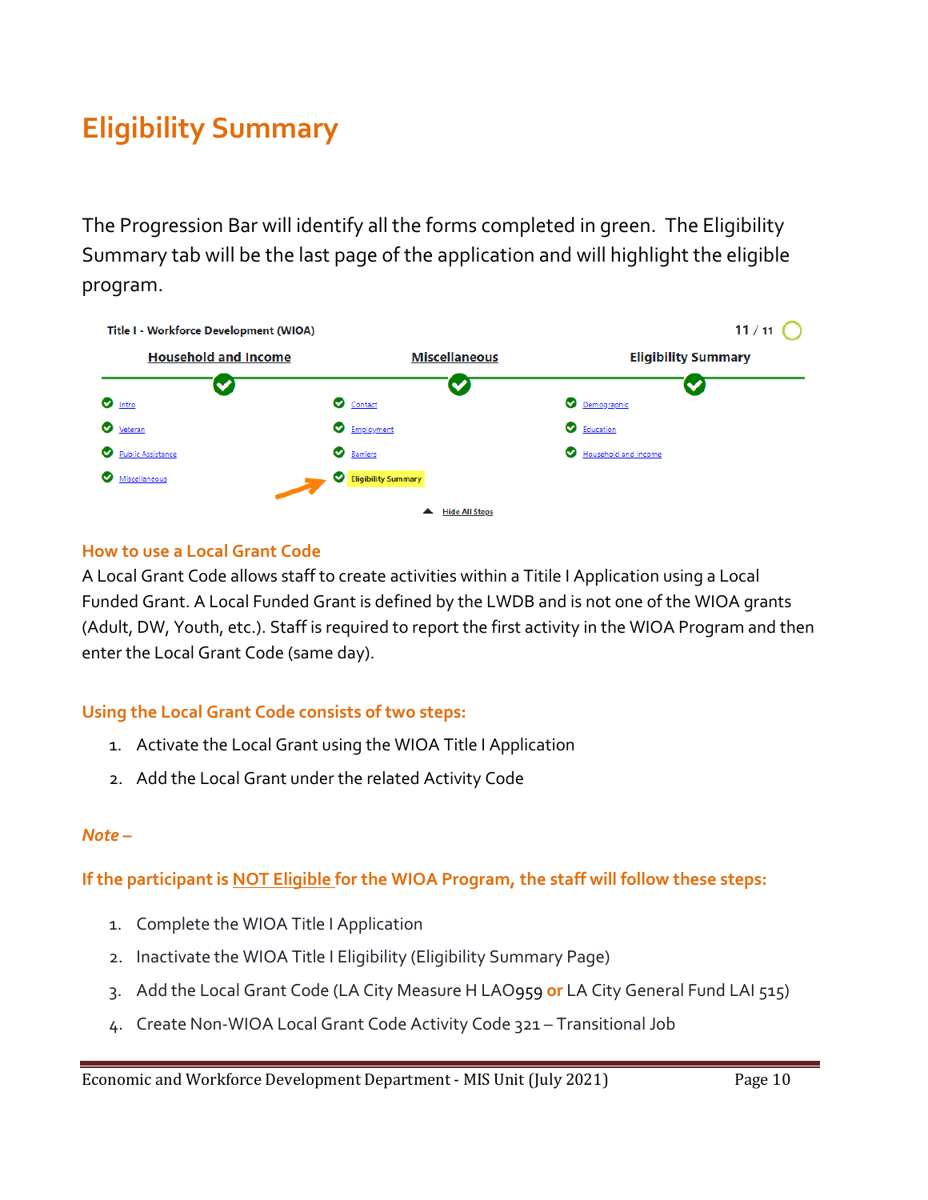# Eligibility Summary

The Progression Bar will identify all the forms completed in green. The Eligibility Summary tab will be the last page of the application and will highlight the eligible program.

Title I - Workforce Development (WIOA) 11 / 11

Household and Income | Miscellaneous | Eligibility Summary

Intro, Veteran, Public Assistance, Miscellaneous, Contact, Employment, Barriers, Eligibility Summary, Demographic, Education, Household and Income

Hide All Steps

## How to use a Local Grant Code

A Local Grant Code allows staff to create activities within a Title I Application using a Local Funded Grant. A Local Funded Grant is defined by the LWDB and is not one of the WIOA grants (Adult, DW, Youth, etc.). Staff is required to report the first activity in the WIOA Program and then enter the Local Grant Code (same day).

## Using the Local Grant Code consists of two steps:

1. Activate the Local Grant using the WIOA Title I Application
2. Add the Local Grant under the related Activity Code

***Note –***

**If the participant is NOT Eligible for the WIOA Program, the staff will follow these steps:**

1. Complete the WIOA Title I Application
2. Inactivate the WIOA Title I Eligibility (Eligibility Summary Page)
3. Add the Local Grant Code (LA City Measure H LAO959 **or** LA City General Fund LAI 515)
4. Create Non-WIOA Local Grant Code Activity Code 321 – Transitional Job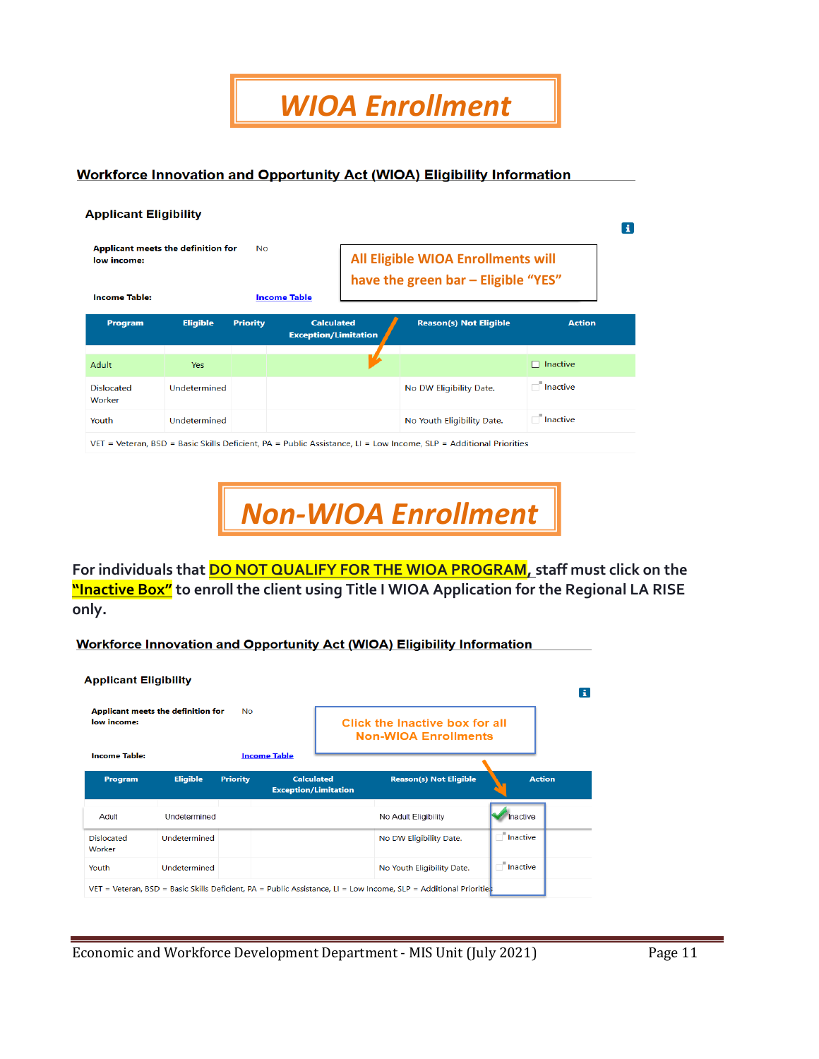# WIOA Enrollment

## Workforce Innovation and Opportunity Act (WIOA) Eligibility Information

### Applicant Eligibility

**Applicant meets the definition for low income:** No

**Income Table:** Income Table

All Eligible WIOA Enrollments will have the green bar – Eligible "YES"

| Program | Eligible | Priority | Calculated Exception/Limitation | Reason(s) Not Eligible | Action |
|---|---|---|---|---|---|
| Adult | Yes | | | | ☐ Inactive |
| Dislocated Worker | Undetermined | | | No DW Eligibility Date. | ☐ Inactive |
| Youth | Undetermined | | | No Youth Eligibility Date. | ☐ Inactive |

VET = Veteran, BSD = Basic Skills Deficient, PA = Public Assistance, LI = Low Income, SLP = Additional Priorities

# Non-WIOA Enrollment

For individuals that DO NOT QUALIFY FOR THE WIOA PROGRAM, staff must click on the "Inactive Box" to enroll the client using Title I WIOA Application for the Regional LA RISE only.

## Workforce Innovation and Opportunity Act (WIOA) Eligibility Information

### Applicant Eligibility

**Applicant meets the definition for low income:** No

**Income Table:** Income Table

Click the Inactive box for all Non-WIOA Enrollments

| Program | Eligible | Priority | Calculated Exception/Limitation | Reason(s) Not Eligible | Action |
|---|---|---|---|---|---|
| Adult | Undetermined | | | No Adult Eligibility | ✔ Inactive |
| Dislocated Worker | Undetermined | | | No DW Eligibility Date. | ☐ Inactive |
| Youth | Undetermined | | | No Youth Eligibility Date. | ☐ Inactive |

VET = Veteran, BSD = Basic Skills Deficient, PA = Public Assistance, LI = Low Income, SLP = Additional Priorities

Economic and Workforce Development Department - MIS Unit (July 2021)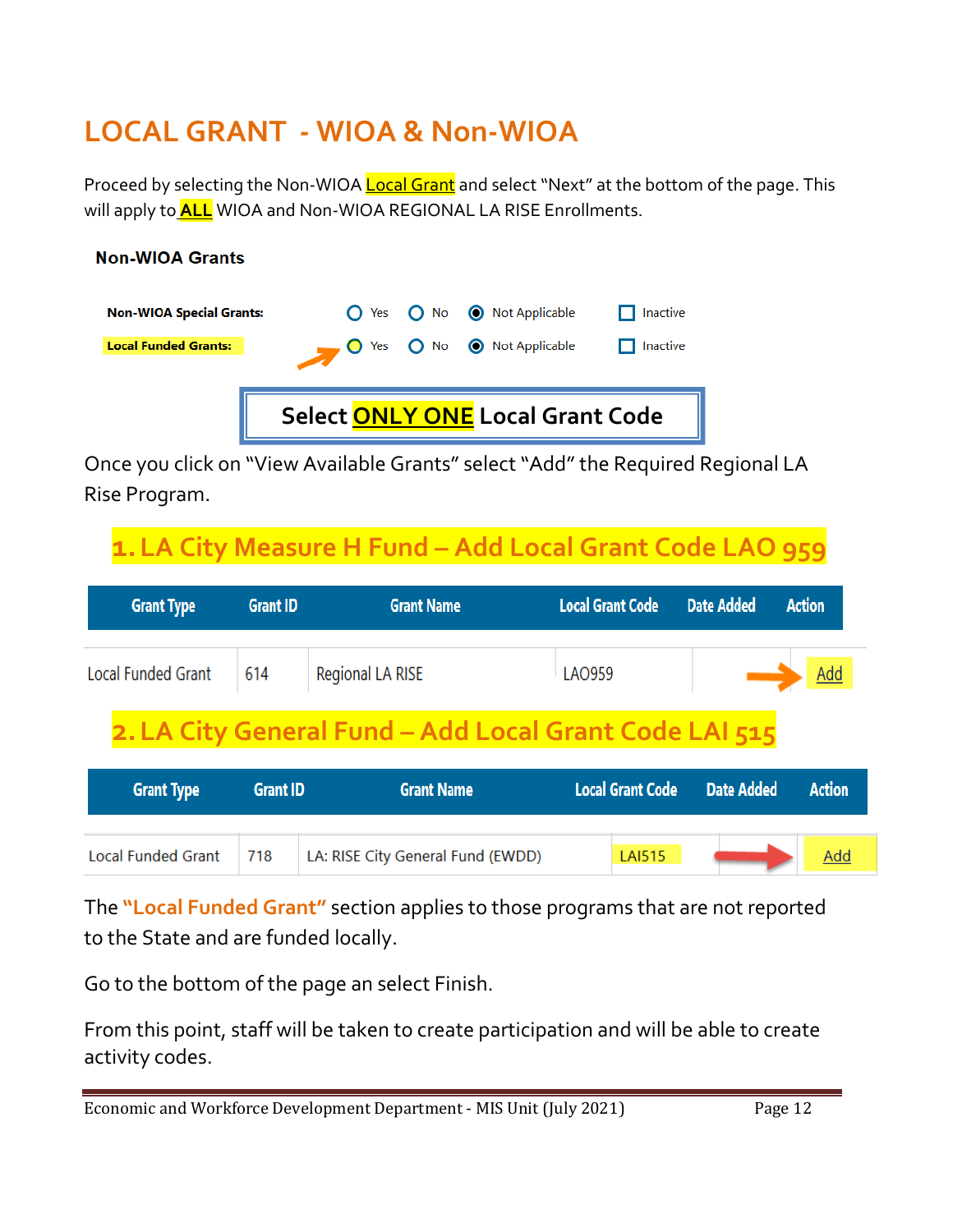# LOCAL GRANT - WIOA & Non-WIOA

Proceed by selecting the Non-WIOA Local Grant and select "Next" at the bottom of the page. This will apply to **ALL** WIOA and Non-WIOA REGIONAL LA RISE Enrollments.

**Non-WIOA Grants**

| | | | | |
|---|---|---|---|---|
| **Non-WIOA Special Grants:** | Yes | No | Not Applicable | Inactive |
| **Local Funded Grants:** | Yes | No | Not Applicable | Inactive |

**Select ONLY ONE Local Grant Code**

Once you click on "View Available Grants" select "Add" the Required Regional LA Rise Program.

## 1. LA City Measure H Fund – Add Local Grant Code LAO 959

| Grant Type | Grant ID | Grant Name | Local Grant Code | Date Added | Action |
|---|---|---|---|---|---|
| Local Funded Grant | 614 | Regional LA RISE | LAO959 | | Add |

## 2. LA City General Fund – Add Local Grant Code LAI 515

| Grant Type | Grant ID | Grant Name | Local Grant Code | Date Added | Action |
|---|---|---|---|---|---|
| Local Funded Grant | 718 | LA: RISE City General Fund (EWDD) | LAI515 | | Add |

The **"Local Funded Grant"** section applies to those programs that are not reported to the State and are funded locally.

Go to the bottom of the page an select Finish.

From this point, staff will be taken to create participation and will be able to create activity codes.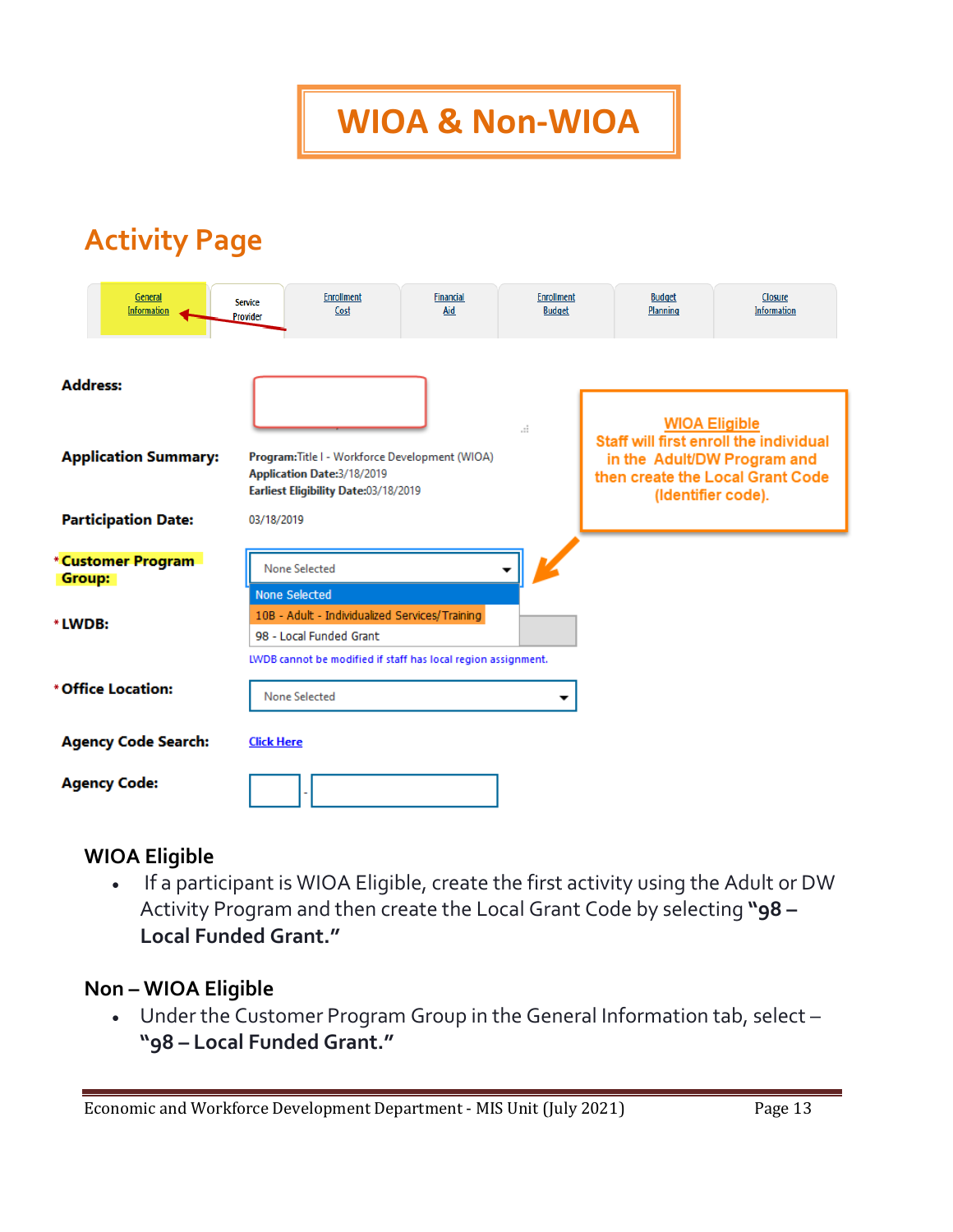# WIOA & Non-WIOA

## Activity Page

General Information | Service Provider | Enrollment Cost | Financial Aid | Enrollment Budget | Budget Planning | Closure Information

**Address:**

**Application Summary:** **Program:**Title I - Workforce Development (WIOA)
**Application Date:**3/18/2019
**Earliest Eligibility Date:**03/18/2019

**Participation Date:** 03/18/2019

\* **Customer Program Group:** None Selected
- None Selected
- 10B - Adult - Individualized Services/Training
- 98 - Local Funded Grant

\* **LWDB:**

LWDB cannot be modified if staff has local region assignment.

\* **Office Location:** None Selected

**Agency Code Search:** Click Here

**Agency Code:** -

WIOA Eligible
Staff will first enroll the individual in the Adult/DW Program and then create the Local Grant Code (Identifier code).

### WIOA Eligible

- If a participant is WIOA Eligible, create the first activity using the Adult or DW Activity Program and then create the Local Grant Code by selecting **"98 – Local Funded Grant."**

### Non – WIOA Eligible

- Under the Customer Program Group in the General Information tab, select – **"98 – Local Funded Grant."**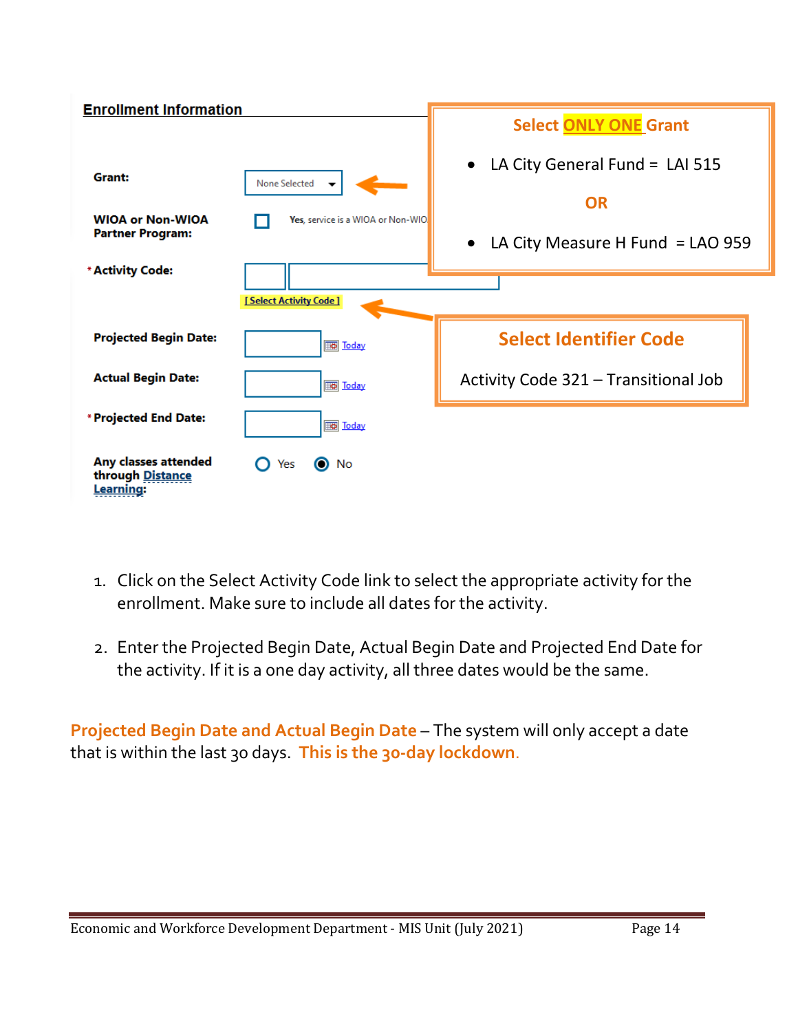**Enrollment Information**

**Grant:** None Selected

**WIOA or Non-WIOA Partner Program:** Yes, service is a WIOA or Non-WIO

**\* Activity Code:**

[Select Activity Code]

**Projected Begin Date:** Today

**Actual Begin Date:** Today

**\* Projected End Date:** Today

**Any classes attended through Distance Learning:** Yes No

**Select ONLY ONE Grant**

- LA City General Fund = LAI 515

**OR**

- LA City Measure H Fund = LAO 959

**Select Identifier Code**

Activity Code 321 – Transitional Job

1. Click on the Select Activity Code link to select the appropriate activity for the enrollment. Make sure to include all dates for the activity.

2. Enter the Projected Begin Date, Actual Begin Date and Projected End Date for the activity. If it is a one day activity, all three dates would be the same.

**Projected Begin Date and Actual Begin Date** – The system will only accept a date that is within the last 30 days. **This is the 30-day lockdown.**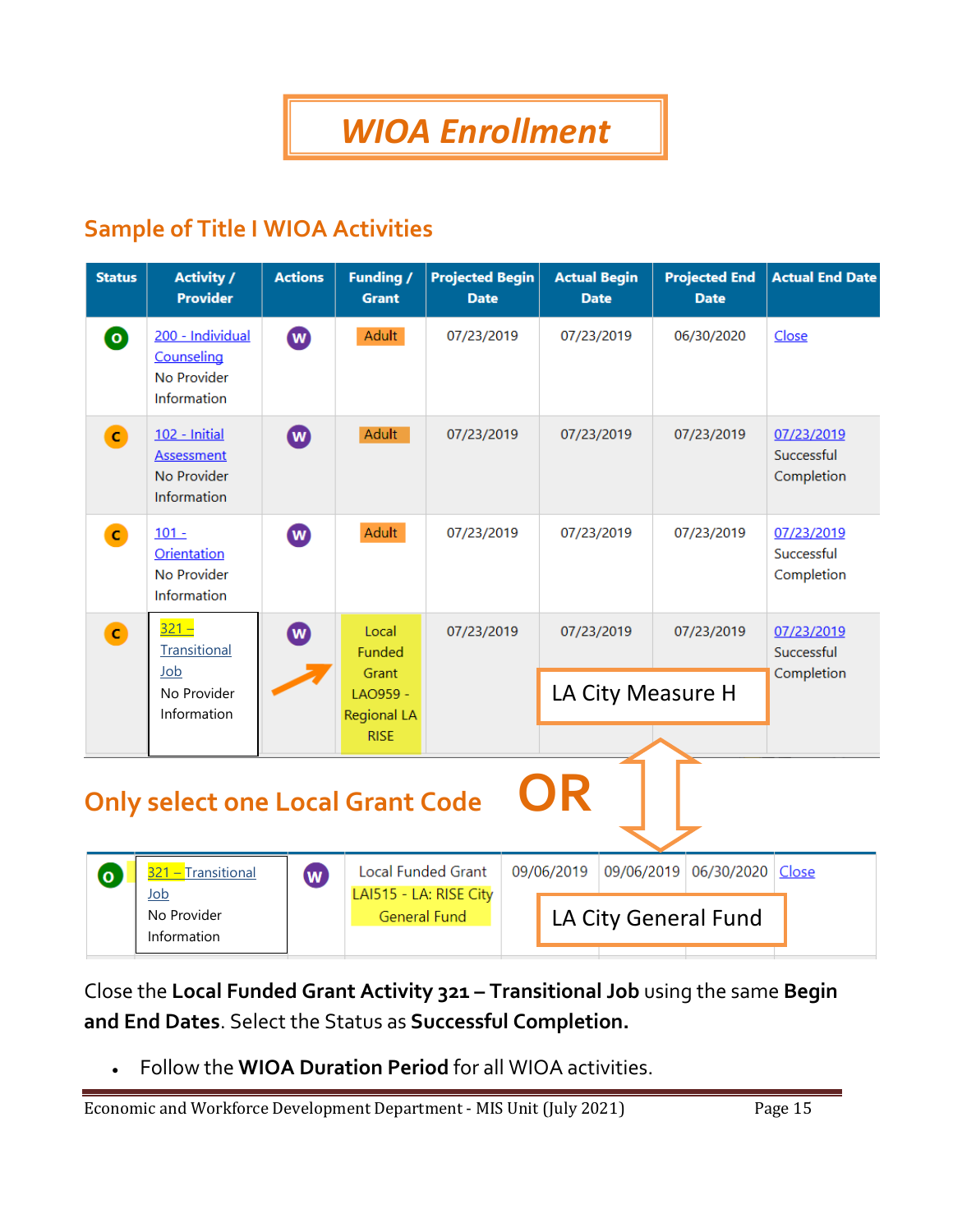# WIOA Enrollment

## Sample of Title I WIOA Activities

| Status | Activity / Provider | Actions | Funding / Grant | Projected Begin Date | Actual Begin Date | Projected End Date | Actual End Date |
|---|---|---|---|---|---|---|---|
| O | 200 - Individual Counseling No Provider Information | W | Adult | 07/23/2019 | 07/23/2019 | 06/30/2020 | Close |
| C | 102 - Initial Assessment No Provider Information | W | Adult | 07/23/2019 | 07/23/2019 | 07/23/2019 | 07/23/2019 Successful Completion |
| C | 101 - Orientation No Provider Information | W | Adult | 07/23/2019 | 07/23/2019 | 07/23/2019 | 07/23/2019 Successful Completion |
| C | 321 – Transitional Job No Provider Information | W | Local Funded Grant LAO959 - Regional LA RISE | 07/23/2019 | 07/23/2019 | 07/23/2019 | 07/23/2019 Successful Completion |

LA City Measure H

## Only select one Local Grant Code OR

| Status | Activity / Provider | Actions | Funding / Grant | Projected Begin Date | Actual Begin Date | Projected End Date | Actual End Date |
|---|---|---|---|---|---|---|---|
| O | 321 – Transitional Job No Provider Information | W | Local Funded Grant LAI515 - LA: RISE City General Fund | 09/06/2019 | 09/06/2019 | 06/30/2020 | Close |

LA City General Fund

Close the **Local Funded Grant Activity 321 – Transitional Job** using the same **Begin and End Dates**. Select the Status as **Successful Completion.**

- Follow the **WIOA Duration Period** for all WIOA activities.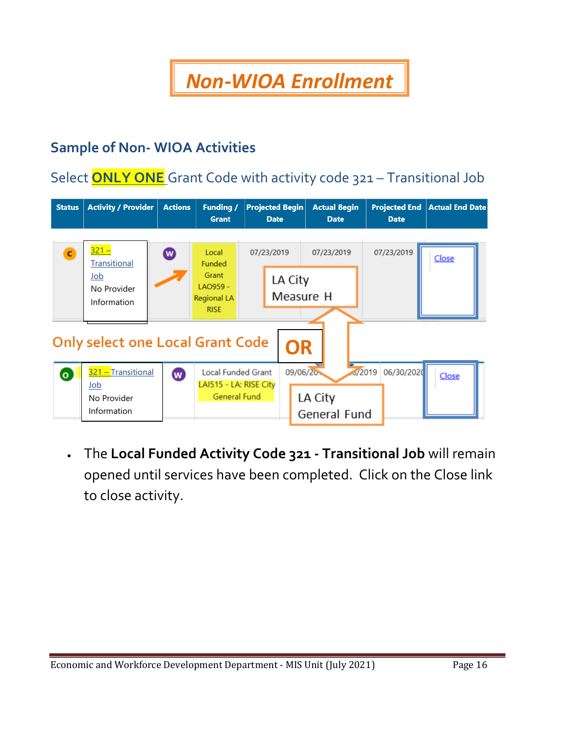# Non-WIOA Enrollment

## Sample of Non- WIOA Activities

### Select **ONLY ONE** Grant Code with activity code 321 – Transitional Job

| Status | Activity / Provider | Actions | Funding / Grant | Projected Begin Date | Actual Begin Date | Projected End Date | Actual End Date |
|---|---|---|---|---|---|---|---|
| C | 321 – Transitional Job No Provider Information | W | Local Funded Grant LAO959 - Regional LA RISE | 07/23/2019 | 07/23/2019 | 07/23/2019 | Close |

LA City Measure H

Only select one Local Grant Code

**OR**

| Status | Activity / Provider | Actions | Funding / Grant | Projected Begin Date | Actual Begin Date | Projected End Date | Actual End Date |
|---|---|---|---|---|---|---|---|
| O | 321 – Transitional Job No Provider Information | W | Local Funded Grant LAI515 - LA: RISE City General Fund | 09/06/20… | …/2019 | 06/30/2020 | Close |

LA City General Fund

- The **Local Funded Activity Code 321 - Transitional Job** will remain opened until services have been completed. Click on the Close link to close activity.